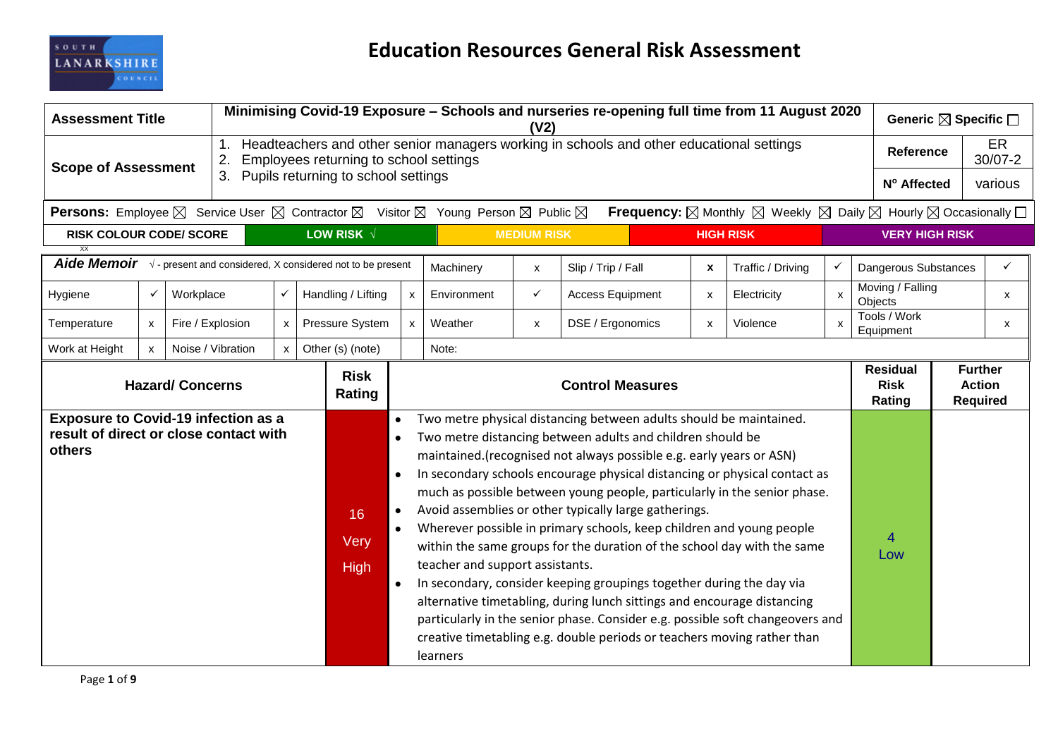SOUTH LANARKSHIRE COUNCIL

# Education Resources General Risk Assessment

| Assessment Title | Minimising Covid-19 Exposure – Schools and nurseries re-opening full time from 11 August 2020 (V2) | Generic ☒ Specific ☐ | |
|---|---|---|---|
| Scope of Assessment | 1. Headteachers and other senior managers working in schools and other educational settings<br>2. Employees returning to school settings<br>3. Pupils returning to school settings | Reference | ER 30/07-2 |
| | | Nº Affected | various |

**Persons:** Employee ☒ Service User ☒ Contractor ☒ Visitor ☒ Young Person ☒ Public ☒ **Frequency:** ☒ Monthly ☒ Weekly ☒ Daily ☒ Hourly ☒ Occasionally ☐

| RISK COLOUR CODE/ SCORE | LOW RISK √ | MEDIUM RISK | HIGH RISK | VERY HIGH RISK |
|---|---|---|---|---|

xx

| ***Aide Memoir*** √ - present and considered, X considered not to be present | | | | | | Machinery | x | Slip / Trip / Fall | x | Traffic / Driving | ✓ | Dangerous Substances | ✓ |
|---|---|---|---|---|---|---|---|---|---|---|---|---|---|
| Hygiene | ✓ | Workplace | ✓ | Handling / Lifting | x | Environment | ✓ | Access Equipment | x | Electricity | x | Moving / Falling Objects | x |
| Temperature | x | Fire / Explosion | x | Pressure System | x | Weather | x | DSE / Ergonomics | x | Violence | x | Tools / Work Equipment | x |
| Work at Height | x | Noise / Vibration | x | Other (s) (note) | | Note: | | | | | | | |

| Hazard/ Concerns | Risk Rating | Control Measures | Residual Risk Rating | Further Action Required |
|---|---|---|---|---|
| **Exposure to Covid-19 infection as a result of direct or close contact with others** | 16 Very High | • Two metre physical distancing between adults should be maintained.<br>• Two metre distancing between adults and children should be maintained.(recognised not always possible e.g. early years or ASN)<br>• In secondary schools encourage physical distancing or physical contact as much as possible between young people, particularly in the senior phase.<br>• Avoid assemblies or other typically large gatherings.<br>• Wherever possible in primary schools, keep children and young people within the same groups for the duration of the school day with the same teacher and support assistants.<br>• In secondary, consider keeping groupings together during the day via alternative timetabling, during lunch sittings and encourage distancing particularly in the senior phase. Consider e.g. possible soft changeovers and creative timetabling e.g. double periods or teachers moving rather than learners | 4 Low | |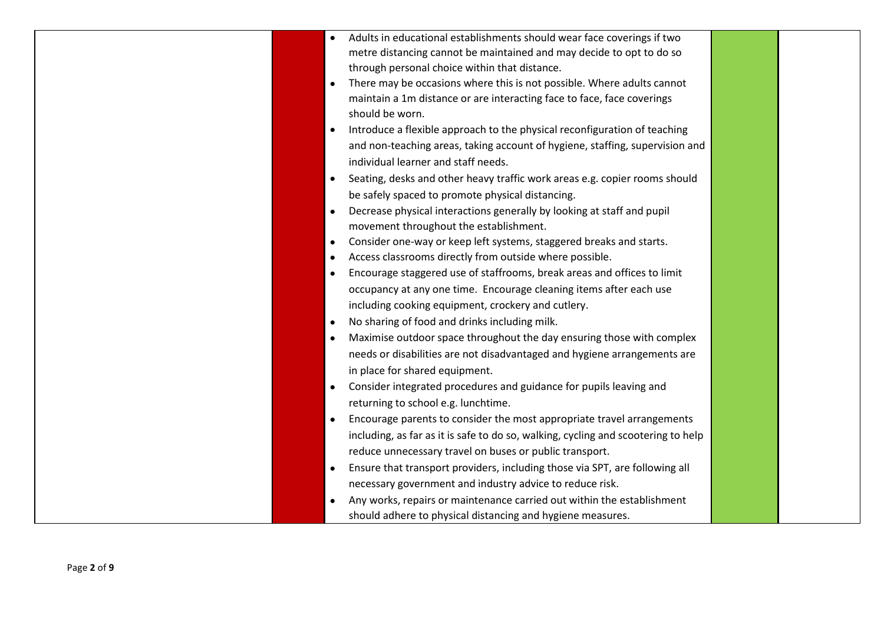| | | | | |
|---|---|---|---|---|
| | | • Adults in educational establishments should wear face coverings if two metre distancing cannot be maintained and may decide to opt to do so through personal choice within that distance.<br>• There may be occasions where this is not possible. Where adults cannot maintain a 1m distance or are interacting face to face, face coverings should be worn.<br>• Introduce a flexible approach to the physical reconfiguration of teaching and non-teaching areas, taking account of hygiene, staffing, supervision and individual learner and staff needs.<br>• Seating, desks and other heavy traffic work areas e.g. copier rooms should be safely spaced to promote physical distancing.<br>• Decrease physical interactions generally by looking at staff and pupil movement throughout the establishment.<br>• Consider one-way or keep left systems, staggered breaks and starts.<br>• Access classrooms directly from outside where possible.<br>• Encourage staggered use of staffrooms, break areas and offices to limit occupancy at any one time. Encourage cleaning items after each use including cooking equipment, crockery and cutlery.<br>• No sharing of food and drinks including milk.<br>• Maximise outdoor space throughout the day ensuring those with complex needs or disabilities are not disadvantaged and hygiene arrangements are in place for shared equipment.<br>• Consider integrated procedures and guidance for pupils leaving and returning to school e.g. lunchtime.<br>• Encourage parents to consider the most appropriate travel arrangements including, as far as it is safe to do so, walking, cycling and scootering to help reduce unnecessary travel on buses or public transport.<br>• Ensure that transport providers, including those via SPT, are following all necessary government and industry advice to reduce risk.<br>• Any works, repairs or maintenance carried out within the establishment should adhere to physical distancing and hygiene measures. | | |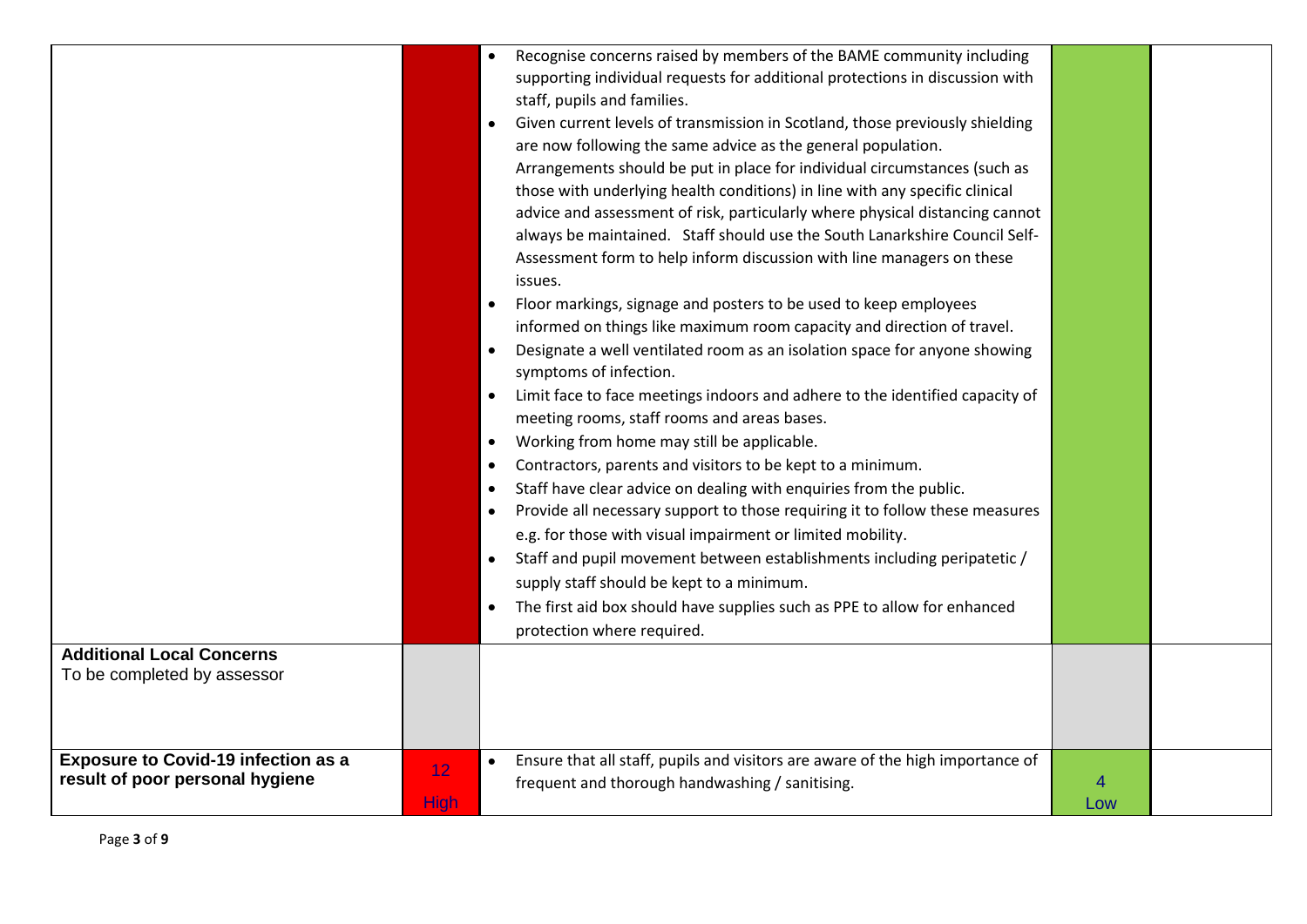| | | | | |
|---|---|---|---|---|
| | | • Recognise concerns raised by members of the BAME community including supporting individual requests for additional protections in discussion with staff, pupils and families.<br>• Given current levels of transmission in Scotland, those previously shielding are now following the same advice as the general population. Arrangements should be put in place for individual circumstances (such as those with underlying health conditions) in line with any specific clinical advice and assessment of risk, particularly where physical distancing cannot always be maintained. Staff should use the South Lanarkshire Council Self-Assessment form to help inform discussion with line managers on these issues.<br>• Floor markings, signage and posters to be used to keep employees informed on things like maximum room capacity and direction of travel.<br>• Designate a well ventilated room as an isolation space for anyone showing symptoms of infection.<br>• Limit face to face meetings indoors and adhere to the identified capacity of meeting rooms, staff rooms and areas bases.<br>• Working from home may still be applicable.<br>• Contractors, parents and visitors to be kept to a minimum.<br>• Staff have clear advice on dealing with enquiries from the public.<br>• Provide all necessary support to those requiring it to follow these measures e.g. for those with visual impairment or limited mobility.<br>• Staff and pupil movement between establishments including peripatetic / supply staff should be kept to a minimum.<br>• The first aid box should have supplies such as PPE to allow for enhanced protection where required. | | |
| **Additional Local Concerns**<br>To be completed by assessor | | | | |
| **Exposure to Covid-19 infection as a result of poor personal hygiene** | 12<br>High | • Ensure that all staff, pupils and visitors are aware of the high importance of frequent and thorough handwashing / sanitising. | 4<br>Low | |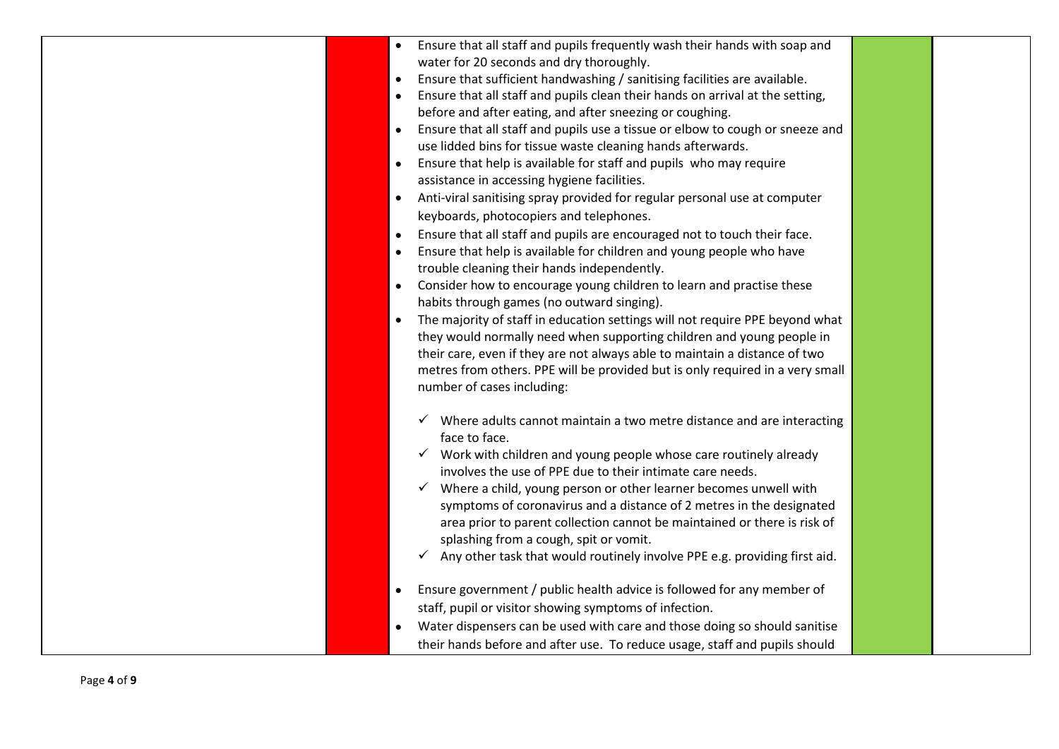| | | | | |
|---|---|---|---|---|
| | | • Ensure that all staff and pupils frequently wash their hands with soap and water for 20 seconds and dry thoroughly.<br>• Ensure that sufficient handwashing / sanitising facilities are available.<br>• Ensure that all staff and pupils clean their hands on arrival at the setting, before and after eating, and after sneezing or coughing.<br>• Ensure that all staff and pupils use a tissue or elbow to cough or sneeze and use lidded bins for tissue waste cleaning hands afterwards.<br>• Ensure that help is available for staff and pupils who may require assistance in accessing hygiene facilities.<br>• Anti-viral sanitising spray provided for regular personal use at computer keyboards, photocopiers and telephones.<br>• Ensure that all staff and pupils are encouraged not to touch their face.<br>• Ensure that help is available for children and young people who have trouble cleaning their hands independently.<br>• Consider how to encourage young children to learn and practise these habits through games (no outward singing).<br>• The majority of staff in education settings will not require PPE beyond what they would normally need when supporting children and young people in their care, even if they are not always able to maintain a distance of two metres from others. PPE will be provided but is only required in a very small number of cases including:<br><br>✓ Where adults cannot maintain a two metre distance and are interacting face to face.<br>✓ Work with children and young people whose care routinely already involves the use of PPE due to their intimate care needs.<br>✓ Where a child, young person or other learner becomes unwell with symptoms of coronavirus and a distance of 2 metres in the designated area prior to parent collection cannot be maintained or there is risk of splashing from a cough, spit or vomit.<br>✓ Any other task that would routinely involve PPE e.g. providing first aid.<br><br>• Ensure government / public health advice is followed for any member of staff, pupil or visitor showing symptoms of infection.<br>• Water dispensers can be used with care and those doing so should sanitise their hands before and after use. To reduce usage, staff and pupils should | | |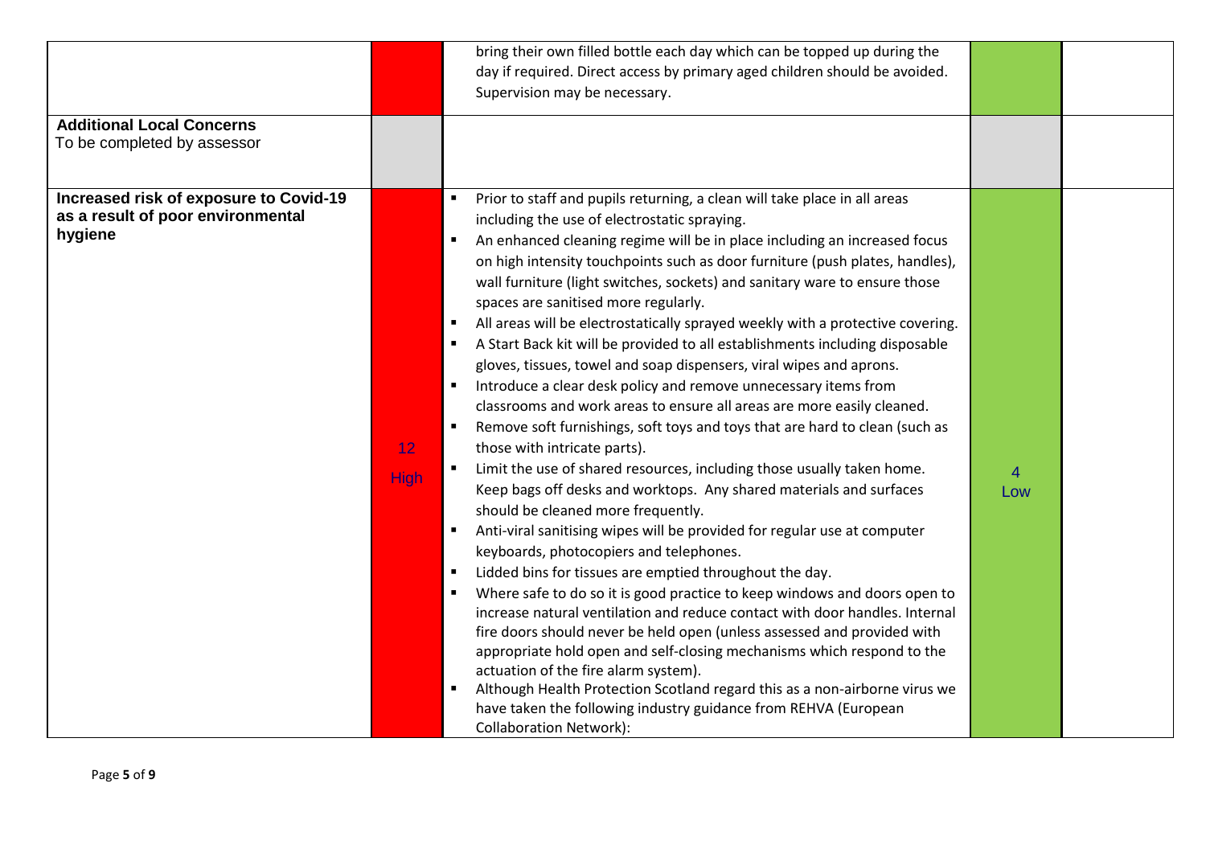| | | | | |
|---|---|---|---|---|
| | | bring their own filled bottle each day which can be topped up during the day if required. Direct access by primary aged children should be avoided. Supervision may be necessary. | | |
| **Additional Local Concerns**<br>To be completed by assessor | | | | |
| **Increased risk of exposure to Covid-19 as a result of poor environmental hygiene** | 12<br>High | ▪ Prior to staff and pupils returning, a clean will take place in all areas including the use of electrostatic spraying.<br>▪ An enhanced cleaning regime will be in place including an increased focus on high intensity touchpoints such as door furniture (push plates, handles), wall furniture (light switches, sockets) and sanitary ware to ensure those spaces are sanitised more regularly.<br>▪ All areas will be electrostatically sprayed weekly with a protective covering.<br>▪ A Start Back kit will be provided to all establishments including disposable gloves, tissues, towel and soap dispensers, viral wipes and aprons.<br>▪ Introduce a clear desk policy and remove unnecessary items from classrooms and work areas to ensure all areas are more easily cleaned.<br>▪ Remove soft furnishings, soft toys and toys that are hard to clean (such as those with intricate parts).<br>▪ Limit the use of shared resources, including those usually taken home. Keep bags off desks and worktops. Any shared materials and surfaces should be cleaned more frequently.<br>▪ Anti-viral sanitising wipes will be provided for regular use at computer keyboards, photocopiers and telephones.<br>▪ Lidded bins for tissues are emptied throughout the day.<br>▪ Where safe to do so it is good practice to keep windows and doors open to increase natural ventilation and reduce contact with door handles. Internal fire doors should never be held open (unless assessed and provided with appropriate hold open and self-closing mechanisms which respond to the actuation of the fire alarm system).<br>▪ Although Health Protection Scotland regard this as a non-airborne virus we have taken the following industry guidance from REHVA (European Collaboration Network): | 4<br>Low | |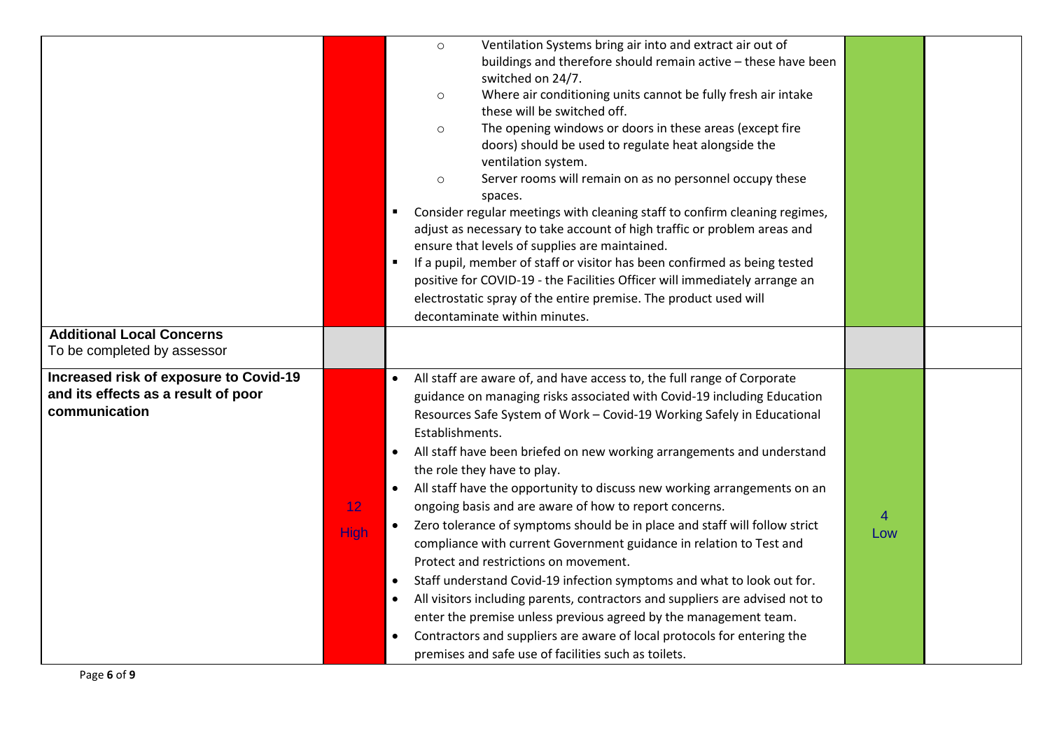| | | | | |
|---|---|---|---|---|
| | | ○ Ventilation Systems bring air into and extract air out of buildings and therefore should remain active – these have been switched on 24/7.<br>○ Where air conditioning units cannot be fully fresh air intake these will be switched off.<br>○ The opening windows or doors in these areas (except fire doors) should be used to regulate heat alongside the ventilation system.<br>○ Server rooms will remain on as no personnel occupy these spaces.<br>▪ Consider regular meetings with cleaning staff to confirm cleaning regimes, adjust as necessary to take account of high traffic or problem areas and ensure that levels of supplies are maintained.<br>▪ If a pupil, member of staff or visitor has been confirmed as being tested positive for COVID-19 - the Facilities Officer will immediately arrange an electrostatic spray of the entire premise. The product used will decontaminate within minutes. | | |
| **Additional Local Concerns**<br>To be completed by assessor | | | | |
| **Increased risk of exposure to Covid-19 and its effects as a result of poor communication** | 12<br>High | • All staff are aware of, and have access to, the full range of Corporate guidance on managing risks associated with Covid-19 including Education Resources Safe System of Work – Covid-19 Working Safely in Educational Establishments.<br>• All staff have been briefed on new working arrangements and understand the role they have to play.<br>• All staff have the opportunity to discuss new working arrangements on an ongoing basis and are aware of how to report concerns.<br>• Zero tolerance of symptoms should be in place and staff will follow strict compliance with current Government guidance in relation to Test and Protect and restrictions on movement.<br>• Staff understand Covid-19 infection symptoms and what to look out for.<br>• All visitors including parents, contractors and suppliers are advised not to enter the premise unless previous agreed by the management team.<br>• Contractors and suppliers are aware of local protocols for entering the premises and safe use of facilities such as toilets. | 4<br>Low | |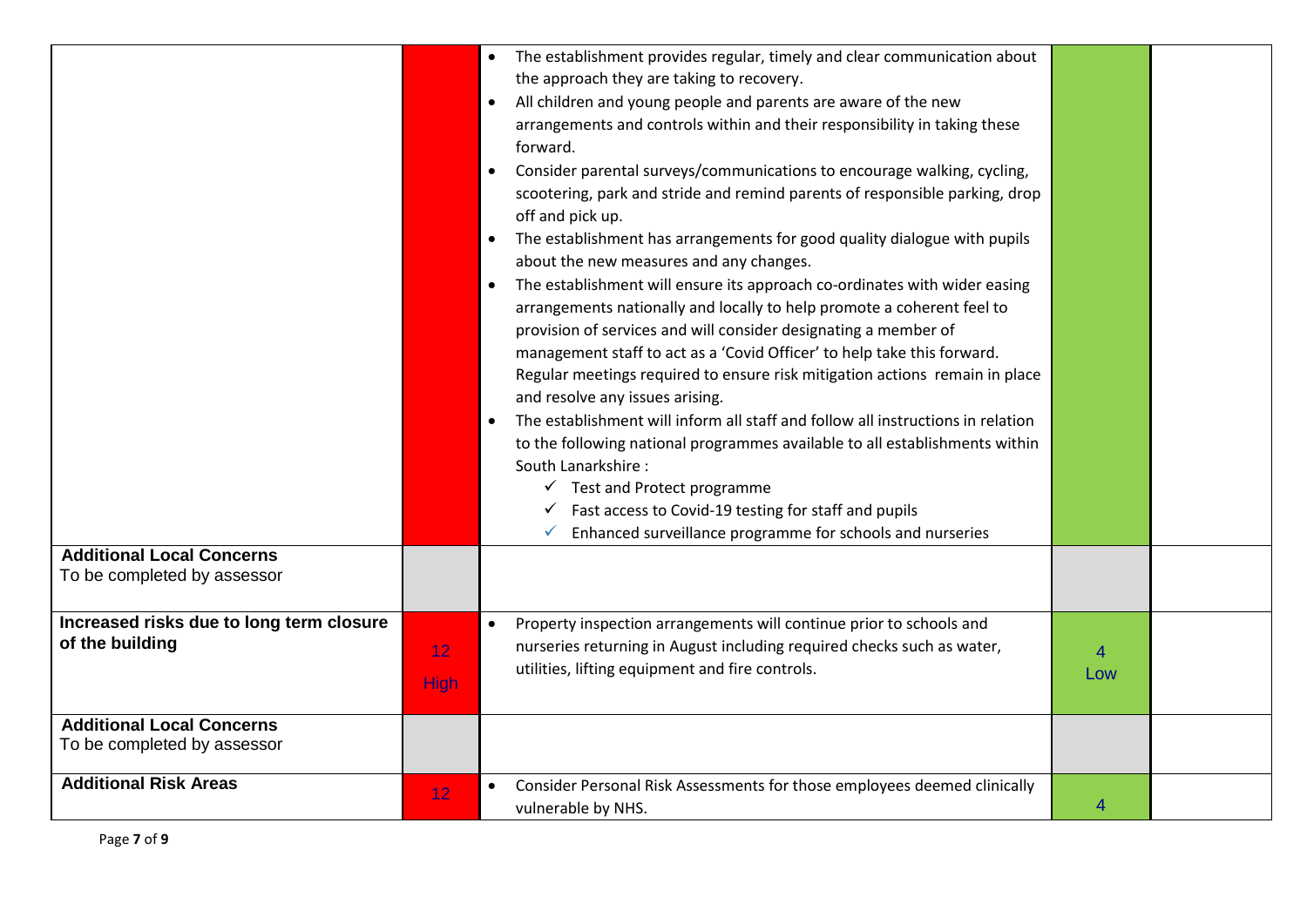| | | | | |
|---|---|---|---|---|
| | | • The establishment provides regular, timely and clear communication about the approach they are taking to recovery.<br>• All children and young people and parents are aware of the new arrangements and controls within and their responsibility in taking these forward.<br>• Consider parental surveys/communications to encourage walking, cycling, scootering, park and stride and remind parents of responsible parking, drop off and pick up.<br>• The establishment has arrangements for good quality dialogue with pupils about the new measures and any changes.<br>• The establishment will ensure its approach co-ordinates with wider easing arrangements nationally and locally to help promote a coherent feel to provision of services and will consider designating a member of management staff to act as a 'Covid Officer' to help take this forward. Regular meetings required to ensure risk mitigation actions remain in place and resolve any issues arising.<br>• The establishment will inform all staff and follow all instructions in relation to the following national programmes available to all establishments within South Lanarkshire :<br>✓ Test and Protect programme<br>✓ Fast access to Covid-19 testing for staff and pupils<br>✓ Enhanced surveillance programme for schools and nurseries | | |
| **Additional Local Concerns**<br>To be completed by assessor | | | | |
| **Increased risks due to long term closure of the building** | 12<br>High | • Property inspection arrangements will continue prior to schools and nurseries returning in August including required checks such as water, utilities, lifting equipment and fire controls. | 4<br>Low | |
| **Additional Local Concerns**<br>To be completed by assessor | | | | |
| **Additional Risk Areas** | 12 | • Consider Personal Risk Assessments for those employees deemed clinically vulnerable by NHS. | 4 | |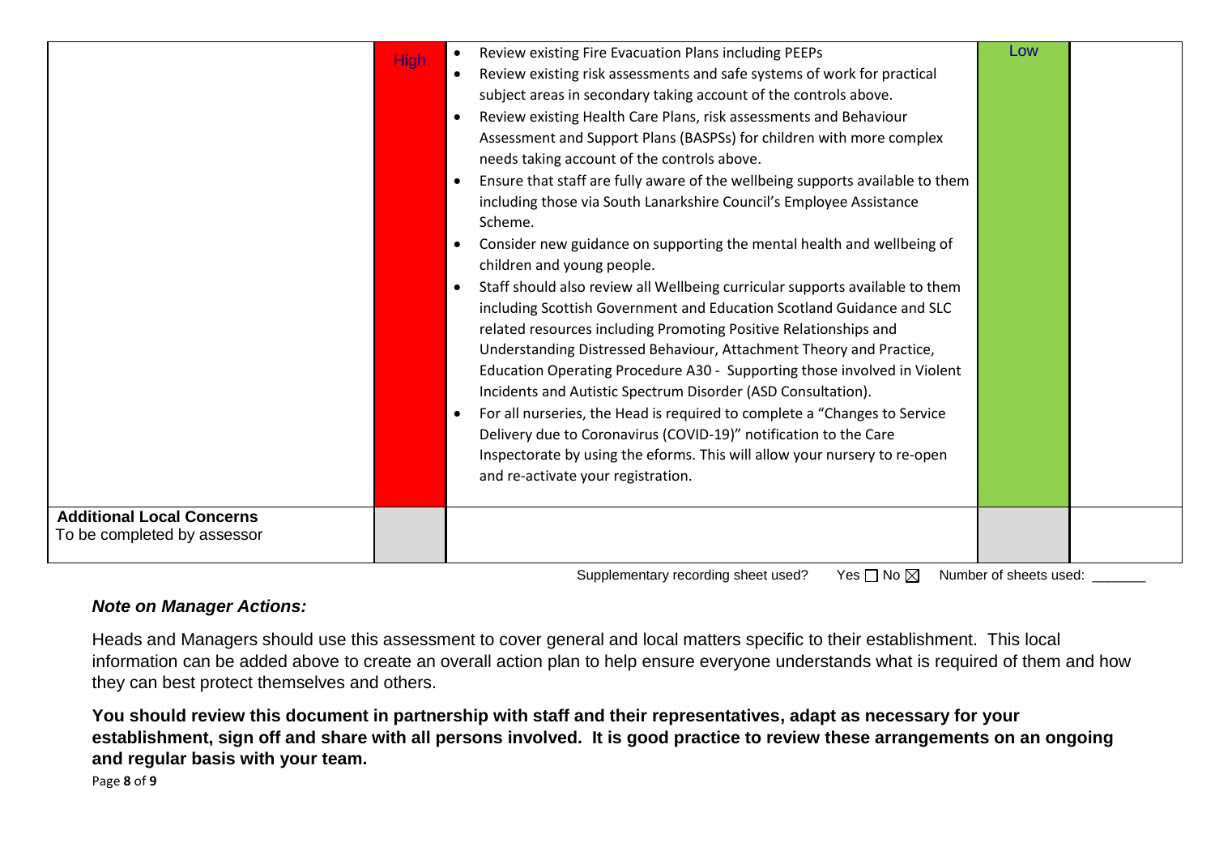| | | | | |
|---|---|---|---|---|
| | High | • Review existing Fire Evacuation Plans including PEEPs<br>• Review existing risk assessments and safe systems of work for practical subject areas in secondary taking account of the controls above.<br>• Review existing Health Care Plans, risk assessments and Behaviour Assessment and Support Plans (BASPSs) for children with more complex needs taking account of the controls above.<br>• Ensure that staff are fully aware of the wellbeing supports available to them including those via South Lanarkshire Council's Employee Assistance Scheme.<br>• Consider new guidance on supporting the mental health and wellbeing of children and young people.<br>• Staff should also review all Wellbeing curricular supports available to them including Scottish Government and Education Scotland Guidance and SLC related resources including Promoting Positive Relationships and Understanding Distressed Behaviour, Attachment Theory and Practice, Education Operating Procedure A30 - Supporting those involved in Violent Incidents and Autistic Spectrum Disorder (ASD Consultation).<br>• For all nurseries, the Head is required to complete a "Changes to Service Delivery due to Coronavirus (COVID-19)" notification to the Care Inspectorate by using the eforms. This will allow your nursery to re-open and re-activate your registration. | Low | |
| **Additional Local Concerns**<br>To be completed by assessor | | | | |

Supplementary recording sheet used? Yes ☐ No ☒ Number of sheets used: _______

***Note on Manager Actions:***

Heads and Managers should use this assessment to cover general and local matters specific to their establishment. This local information can be added above to create an overall action plan to help ensure everyone understands what is required of them and how they can best protect themselves and others.

**You should review this document in partnership with staff and their representatives, adapt as necessary for your establishment, sign off and share with all persons involved. It is good practice to review these arrangements on an ongoing and regular basis with your team.**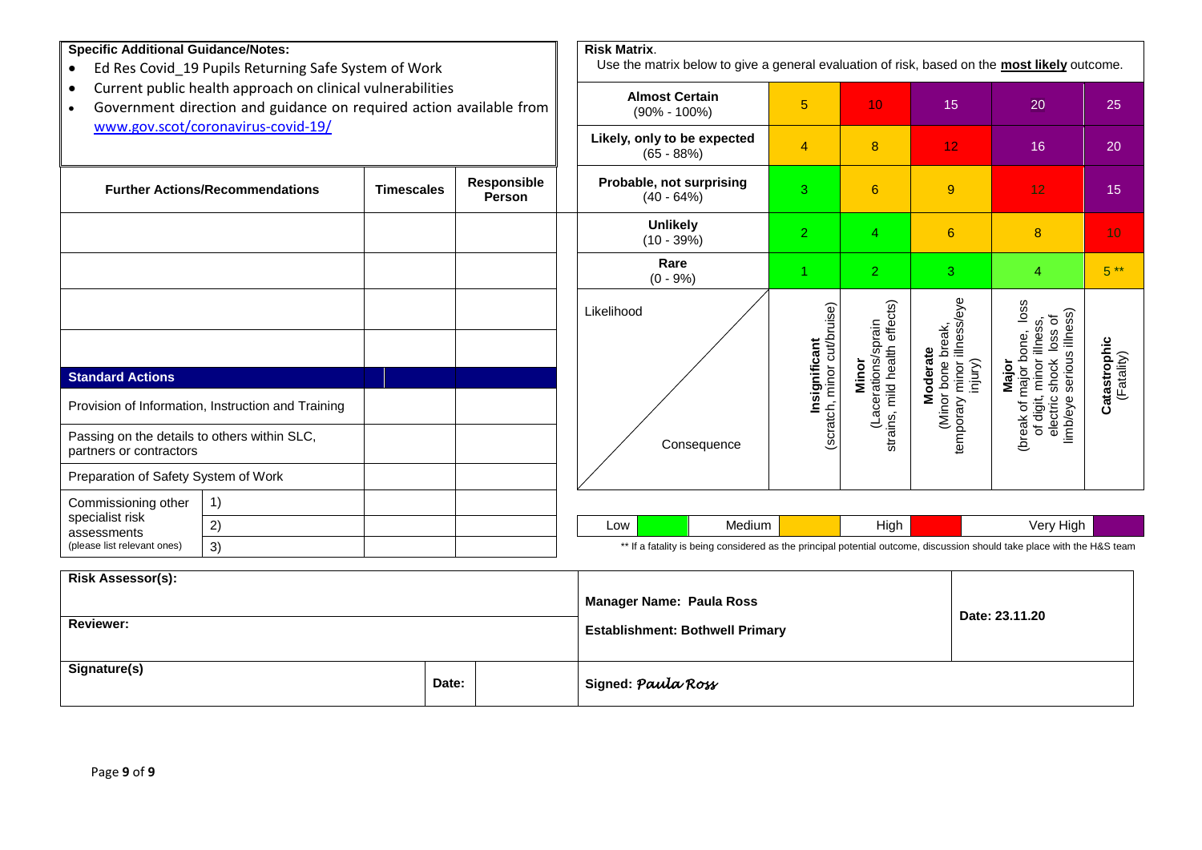**Specific Additional Guidance/Notes:**

- Ed Res Covid_19 Pupils Returning Safe System of Work
- Current public health approach on clinical vulnerabilities
- Government direction and guidance on required action available from www.gov.scot/coronavirus-covid-19/

| Further Actions/Recommendations | | Timescales | Responsible Person |
|---|---|---|---|
| | | | |
| | | | |
| | | | |
| | | | |
| **Standard Actions** | | | |
| Provision of Information, Instruction and Training | | | |
| Passing on the details to others within SLC, partners or contractors | | | |
| Preparation of Safety System of Work | | | |
| Commissioning other specialist risk assessments (please list relevant ones) | 1) | | |
| | 2) | | |
| | 3) | | |

**Risk Matrix**.
Use the matrix below to give a general evaluation of risk, based on the **most likely** outcome.

| Likelihood / Consequence | Insignificant (scratch, minor cut/bruise) | Minor (Lacerations/sprain strains, mild health effects) | Moderate (Minor bone break, temporary minor illness/eye injury) | Major (break of major bone, loss of digit, minor illness, electric shock loss of limb/eye serious illness) | Catastrophic (Fatality) |
|---|---|---|---|---|---|
| **Almost Certain** (90% - 100%) | 5 | 10 | 15 | 20 | 25 |
| **Likely, only to be expected** (65 - 88%) | 4 | 8 | 12 | 16 | 20 |
| **Probable, not surprising** (40 - 64%) | 3 | 6 | 9 | 12 | 15 |
| **Unlikely** (10 - 39%) | 2 | 4 | 6 | 8 | 10 |
| **Rare** (0 - 9%) | 1 | 2 | 3 | 4 | 5 ** |

Low | Medium | High | Very High

** If a fatality is being considered as the principal potential outcome, discussion should take place with the H&S team

| | | | |
|---|---|---|---|
| **Risk Assessor(s):** | | **Manager Name: Paula Ross** | **Date: 23.11.20** |
| **Reviewer:** | | **Establishment: Bothwell Primary** | |
| **Signature(s)** | **Date:** | **Signed:** *Paula Ross* | |